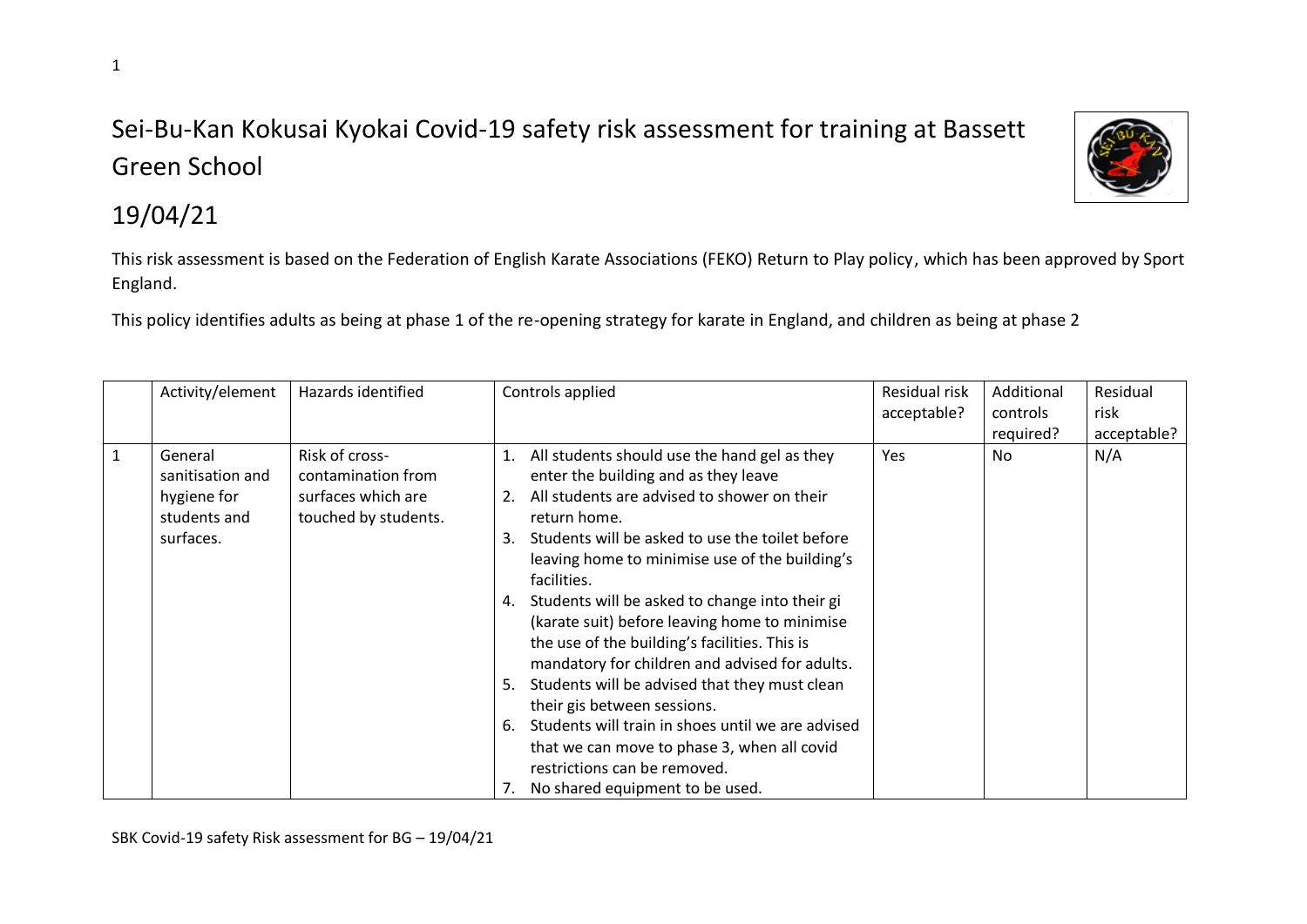# Sei-Bu-Kan Kokusai Kyokai Covid-19 safety risk assessment for training at Bassett Green School

## 19/04/21

This risk assessment is based on the Federation of English Karate Associations (FEKO) Return to Play policy, which has been approved by Sport England.

This policy identifies adults as being at phase 1 of the re-opening strategy for karate in England, and children as being at phase 2

| | Activity/element | Hazards identified | Controls applied | Residual risk acceptable? | Additional controls required? | Residual risk acceptable? |
|---|---|---|---|---|---|---|
| 1 | General sanitisation and hygiene for students and surfaces. | Risk of cross-contamination from surfaces which are touched by students. | 1. All students should use the hand gel as they enter the building and as they leave<br>2. All students are advised to shower on their return home.<br>3. Students will be asked to use the toilet before leaving home to minimise use of the building's facilities.<br>4. Students will be asked to change into their gi (karate suit) before leaving home to minimise the use of the building's facilities. This is mandatory for children and advised for adults.<br>5. Students will be advised that they must clean their gis between sessions.<br>6. Students will train in shoes until we are advised that we can move to phase 3, when all covid restrictions can be removed.<br>7. No shared equipment to be used. | Yes | No | N/A |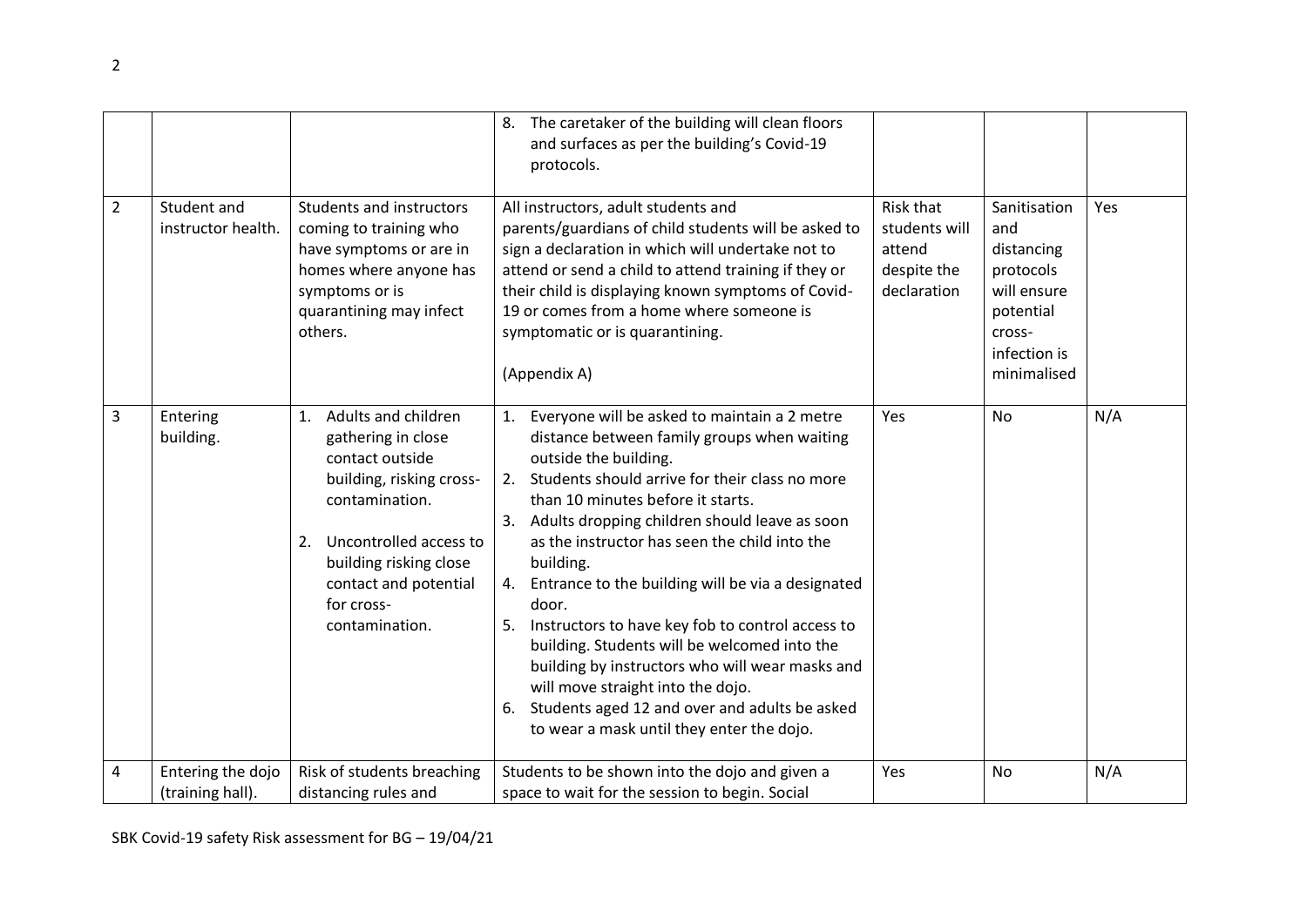| | | | | | | |
|---|---|---|---|---|---|---|
| | | | 8. The caretaker of the building will clean floors and surfaces as per the building's Covid-19 protocols. | | | |
| 2 | Student and instructor health. | Students and instructors coming to training who have symptoms or are in homes where anyone has symptoms or is quarantining may infect others. | All instructors, adult students and parents/guardians of child students will be asked to sign a declaration in which will undertake not to attend or send a child to attend training if they or their child is displaying known symptoms of Covid-19 or comes from a home where someone is symptomatic or is quarantining.<br><br>(Appendix A) | Risk that students will attend despite the declaration | Sanitisation and distancing protocols will ensure potential cross-infection is minimalised | Yes |
| 3 | Entering building. | 1. Adults and children gathering in close contact outside building, risking cross-contamination.<br><br>2. Uncontrolled access to building risking close contact and potential for cross-contamination. | 1. Everyone will be asked to maintain a 2 metre distance between family groups when waiting outside the building.<br>2. Students should arrive for their class no more than 10 minutes before it starts.<br>3. Adults dropping children should leave as soon as the instructor has seen the child into the building.<br>4. Entrance to the building will be via a designated door.<br>5. Instructors to have key fob to control access to building. Students will be welcomed into the building by instructors who will wear masks and will move straight into the dojo.<br>6. Students aged 12 and over and adults be asked to wear a mask until they enter the dojo. | Yes | No | N/A |
| 4 | Entering the dojo (training hall). | Risk of students breaching distancing rules and | Students to be shown into the dojo and given a space to wait for the session to begin. Social | Yes | No | N/A |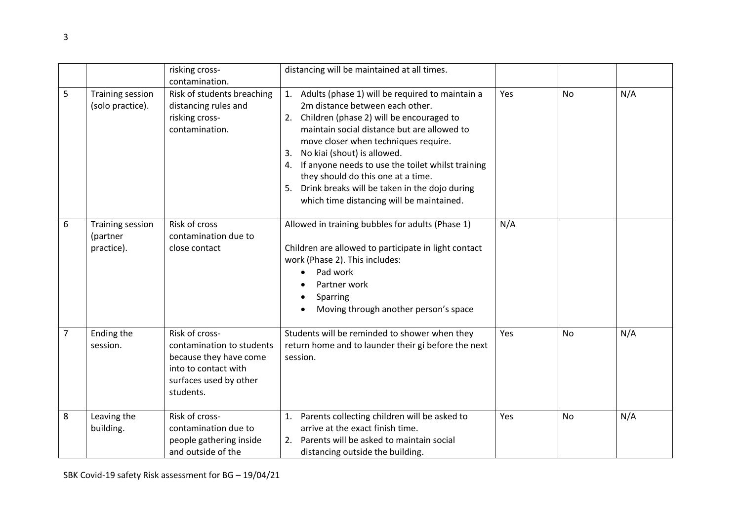| | | risking cross-contamination. | distancing will be maintained at all times. | | | |
|---|---|---|---|---|---|---|
| 5 | Training session (solo practice). | Risk of students breaching distancing rules and risking cross-contamination. | 1. Adults (phase 1) will be required to maintain a 2m distance between each other.<br>2. Children (phase 2) will be encouraged to maintain social distance but are allowed to move closer when techniques require.<br>3. No kiai (shout) is allowed.<br>4. If anyone needs to use the toilet whilst training they should do this one at a time.<br>5. Drink breaks will be taken in the dojo during which time distancing will be maintained. | Yes | No | N/A |
| 6 | Training session (partner practice). | Risk of cross contamination due to close contact | Allowed in training bubbles for adults (Phase 1)<br><br>Children are allowed to participate in light contact work (Phase 2). This includes:<br>• Pad work<br>• Partner work<br>• Sparring<br>• Moving through another person's space | N/A | | |
| 7 | Ending the session. | Risk of cross-contamination to students because they have come into to contact with surfaces used by other students. | Students will be reminded to shower when they return home and to launder their gi before the next session. | Yes | No | N/A |
| 8 | Leaving the building. | Risk of cross-contamination due to people gathering inside and outside of the | 1. Parents collecting children will be asked to arrive at the exact finish time.<br>2. Parents will be asked to maintain social distancing outside the building. | Yes | No | N/A |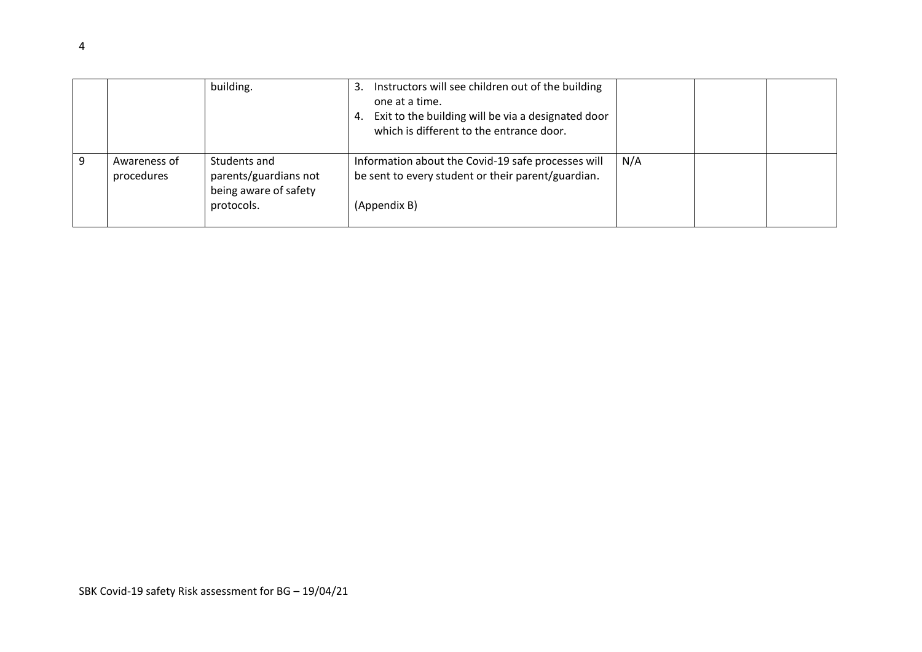|  |  |  |  |  |  |  |
|---|---|---|---|---|---|---|
|  |  | building. | 3. Instructors will see children out of the building one at a time.<br>4. Exit to the building will be via a designated door which is different to the entrance door. |  |  |  |
| 9 | Awareness of procedures | Students and parents/guardians not being aware of safety protocols. | Information about the Covid-19 safe processes will be sent to every student or their parent/guardian.<br><br>(Appendix B) | N/A |  |  |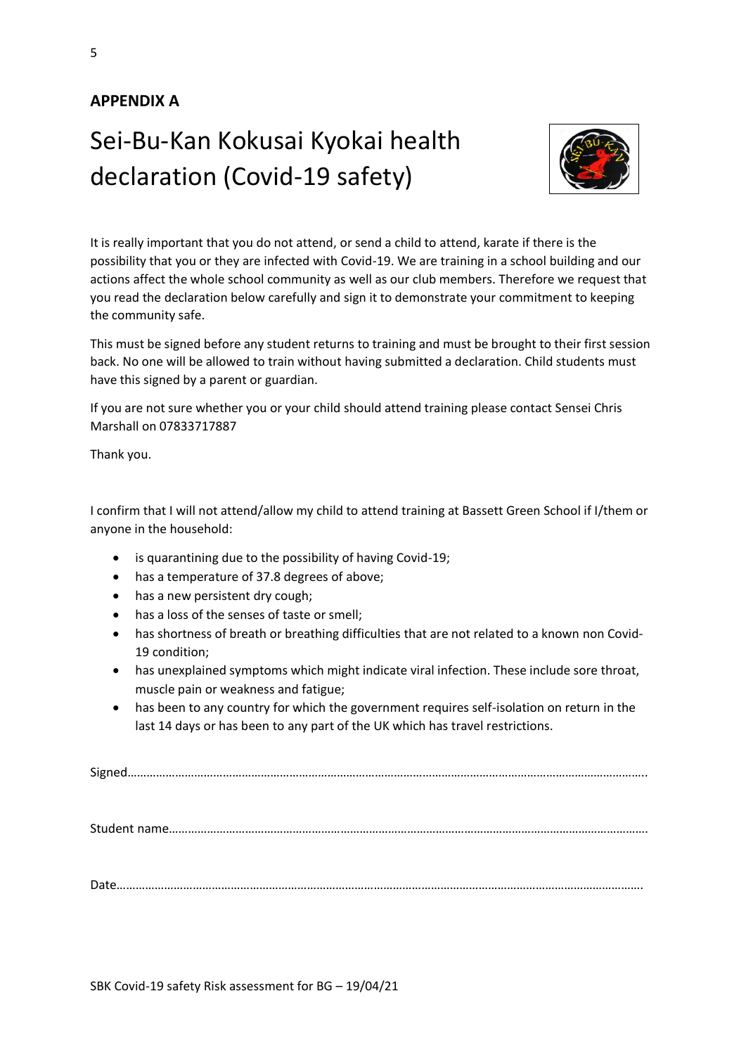## APPENDIX A

# Sei-Bu-Kan Kokusai Kyokai health declaration (Covid-19 safety)

It is really important that you do not attend, or send a child to attend, karate if there is the possibility that you or they are infected with Covid-19. We are training in a school building and our actions affect the whole school community as well as our club members. Therefore we request that you read the declaration below carefully and sign it to demonstrate your commitment to keeping the community safe.

This must be signed before any student returns to training and must be brought to their first session back. No one will be allowed to train without having submitted a declaration. Child students must have this signed by a parent or guardian.

If you are not sure whether you or your child should attend training please contact Sensei Chris Marshall on 07833717887

Thank you.

I confirm that I will not attend/allow my child to attend training at Bassett Green School if I/them or anyone in the household:

- is quarantining due to the possibility of having Covid-19;
- has a temperature of 37.8 degrees of above;
- has a new persistent dry cough;
- has a loss of the senses of taste or smell;
- has shortness of breath or breathing difficulties that are not related to a known non Covid-19 condition;
- has unexplained symptoms which might indicate viral infection. These include sore throat, muscle pain or weakness and fatigue;
- has been to any country for which the government requires self-isolation on return in the last 14 days or has been to any part of the UK which has travel restrictions.

Signed…………………………………………………………………………………………………………………………………………..

Student name……………………………………………………………………………………………………………………………….

Date…………………………………………………………………………………………………………………………………………….

SBK Covid-19 safety Risk assessment for BG – 19/04/21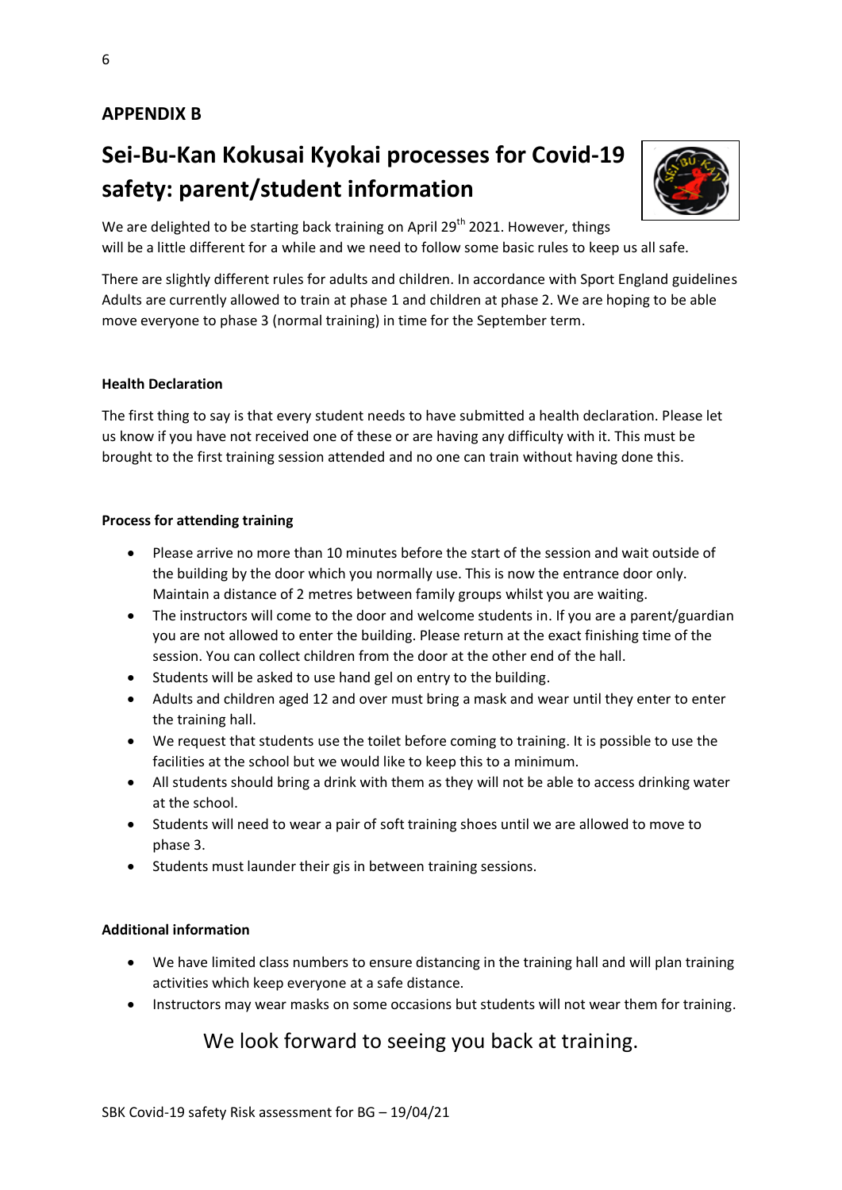## APPENDIX B

# Sei-Bu-Kan Kokusai Kyokai processes for Covid-19 safety: parent/student information

We are delighted to be starting back training on April 29th 2021. However, things will be a little different for a while and we need to follow some basic rules to keep us all safe.

There are slightly different rules for adults and children. In accordance with Sport England guidelines Adults are currently allowed to train at phase 1 and children at phase 2. We are hoping to be able move everyone to phase 3 (normal training) in time for the September term.

**Health Declaration**

The first thing to say is that every student needs to have submitted a health declaration. Please let us know if you have not received one of these or are having any difficulty with it. This must be brought to the first training session attended and no one can train without having done this.

**Process for attending training**

- Please arrive no more than 10 minutes before the start of the session and wait outside of the building by the door which you normally use. This is now the entrance door only. Maintain a distance of 2 metres between family groups whilst you are waiting.
- The instructors will come to the door and welcome students in. If you are a parent/guardian you are not allowed to enter the building. Please return at the exact finishing time of the session. You can collect children from the door at the other end of the hall.
- Students will be asked to use hand gel on entry to the building.
- Adults and children aged 12 and over must bring a mask and wear until they enter to enter the training hall.
- We request that students use the toilet before coming to training. It is possible to use the facilities at the school but we would like to keep this to a minimum.
- All students should bring a drink with them as they will not be able to access drinking water at the school.
- Students will need to wear a pair of soft training shoes until we are allowed to move to phase 3.
- Students must launder their gis in between training sessions.

**Additional information**

- We have limited class numbers to ensure distancing in the training hall and will plan training activities which keep everyone at a safe distance.
- Instructors may wear masks on some occasions but students will not wear them for training.

We look forward to seeing you back at training.